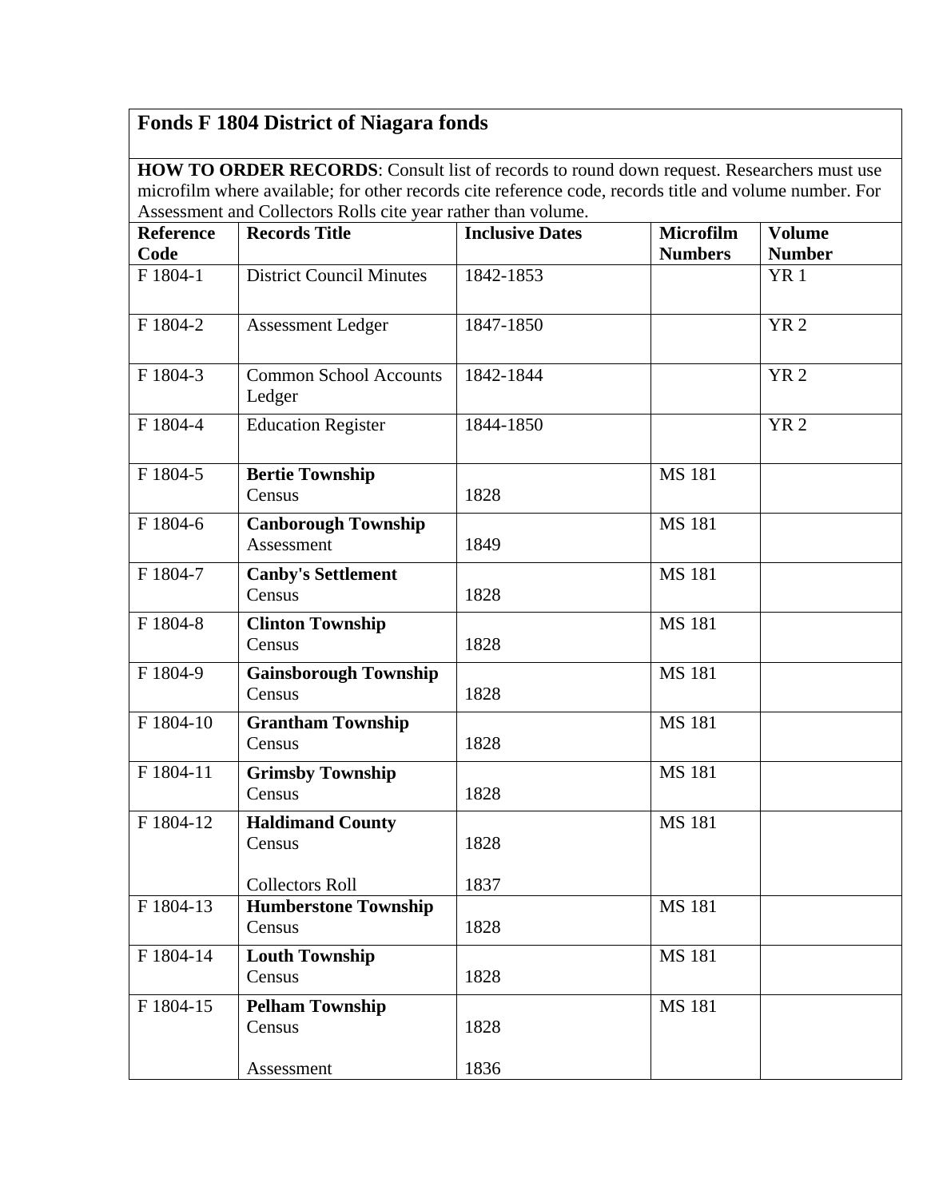# Fonds F 1804 District of Niagara fonds

**HOW TO ORDER RECORDS**: Consult list of records to round down request. Researchers must use microfilm where available; for other records cite reference code, records title and volume number. For Assessment and Collectors Rolls cite year rather than volume.

| Reference Code | Records Title | Inclusive Dates | Microfilm Numbers | Volume Number |
|---|---|---|---|---|
| F 1804-1 | District Council Minutes | 1842-1853 | | YR 1 |
| F 1804-2 | Assessment Ledger | 1847-1850 | | YR 2 |
| F 1804-3 | Common School Accounts Ledger | 1842-1844 | | YR 2 |
| F 1804-4 | Education Register | 1844-1850 | | YR 2 |
| F 1804-5 | **Bertie Township**<br>Census | 1828 | MS 181 | |
| F 1804-6 | **Canborough Township**<br>Assessment | 1849 | MS 181 | |
| F 1804-7 | **Canby's Settlement**<br>Census | 1828 | MS 181 | |
| F 1804-8 | **Clinton Township**<br>Census | 1828 | MS 181 | |
| F 1804-9 | **Gainsborough Township**<br>Census | 1828 | MS 181 | |
| F 1804-10 | **Grantham Township**<br>Census | 1828 | MS 181 | |
| F 1804-11 | **Grimsby Township**<br>Census | 1828 | MS 181 | |
| F 1804-12 | **Haldimand County**<br>Census<br><br>Collectors Roll | 1828<br><br>1837 | MS 181 | |
| F 1804-13 | **Humberstone Township**<br>Census | 1828 | MS 181 | |
| F 1804-14 | **Louth Township**<br>Census | 1828 | MS 181 | |
| F 1804-15 | **Pelham Township**<br>Census<br><br>Assessment | 1828<br><br>1836 | MS 181 | |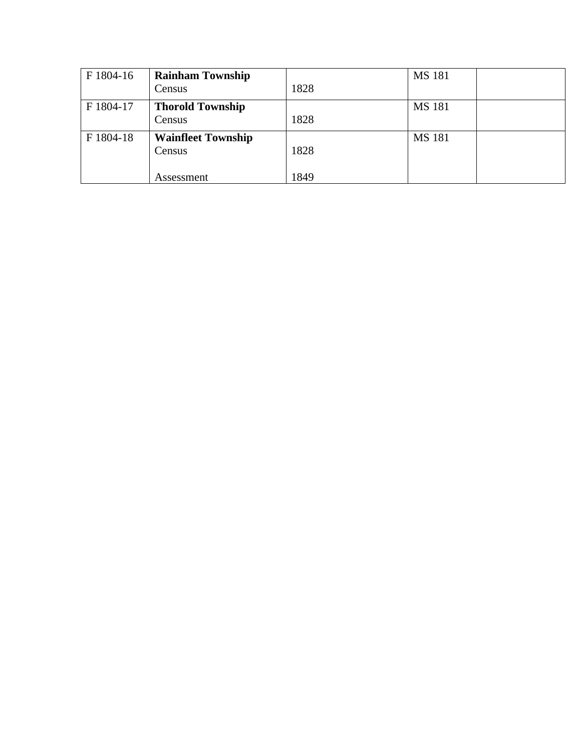| | | | | |
|---|---|---|---|---|
| F 1804-16 | **Rainham Township**<br>Census | <br>1828 | MS 181 | |
| F 1804-17 | **Thorold Township**<br>Census | <br>1828 | MS 181 | |
| F 1804-18 | **Wainfleet Township**<br>Census<br><br>Assessment | <br>1828<br><br>1849 | MS 181 | |